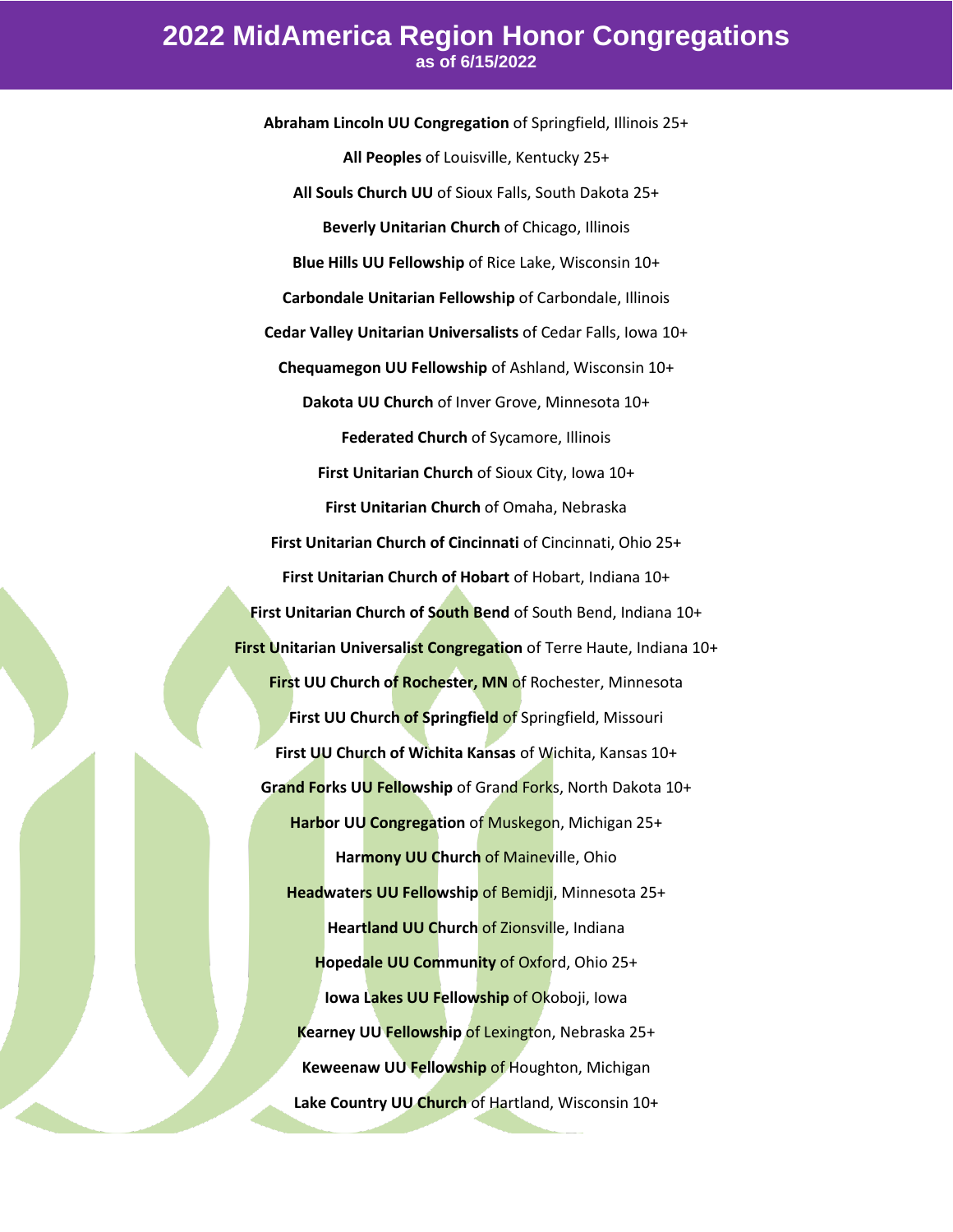# 2022 MidAmerica Region Honor Congregations

as of 6/15/2022

**Abraham Lincoln UU Congregation** of Springfield, Illinois 25+

**All Peoples** of Louisville, Kentucky 25+

**All Souls Church UU** of Sioux Falls, South Dakota 25+

**Beverly Unitarian Church** of Chicago, Illinois

**Blue Hills UU Fellowship** of Rice Lake, Wisconsin 10+

**Carbondale Unitarian Fellowship** of Carbondale, Illinois

**Cedar Valley Unitarian Universalists** of Cedar Falls, Iowa 10+

**Chequamegon UU Fellowship** of Ashland, Wisconsin 10+

**Dakota UU Church** of Inver Grove, Minnesota 10+

**Federated Church** of Sycamore, Illinois

**First Unitarian Church** of Sioux City, Iowa 10+

**First Unitarian Church** of Omaha, Nebraska

**First Unitarian Church of Cincinnati** of Cincinnati, Ohio 25+

**First Unitarian Church of Hobart** of Hobart, Indiana 10+

**First Unitarian Church of South Bend** of South Bend, Indiana 10+

**First Unitarian Universalist Congregation** of Terre Haute, Indiana 10+

**First UU Church of Rochester, MN** of Rochester, Minnesota

**First UU Church of Springfield** of Springfield, Missouri

**First UU Church of Wichita Kansas** of Wichita, Kansas 10+

**Grand Forks UU Fellowship** of Grand Forks, North Dakota 10+

**Harbor UU Congregation** of Muskegon, Michigan 25+

**Harmony UU Church** of Maineville, Ohio

**Headwaters UU Fellowship** of Bemidji, Minnesota 25+

**Heartland UU Church** of Zionsville, Indiana

**Hopedale UU Community** of Oxford, Ohio 25+

**Iowa Lakes UU Fellowship** of Okoboji, Iowa

**Kearney UU Fellowship** of Lexington, Nebraska 25+

**Keweenaw UU Fellowship** of Houghton, Michigan

**Lake Country UU Church** of Hartland, Wisconsin 10+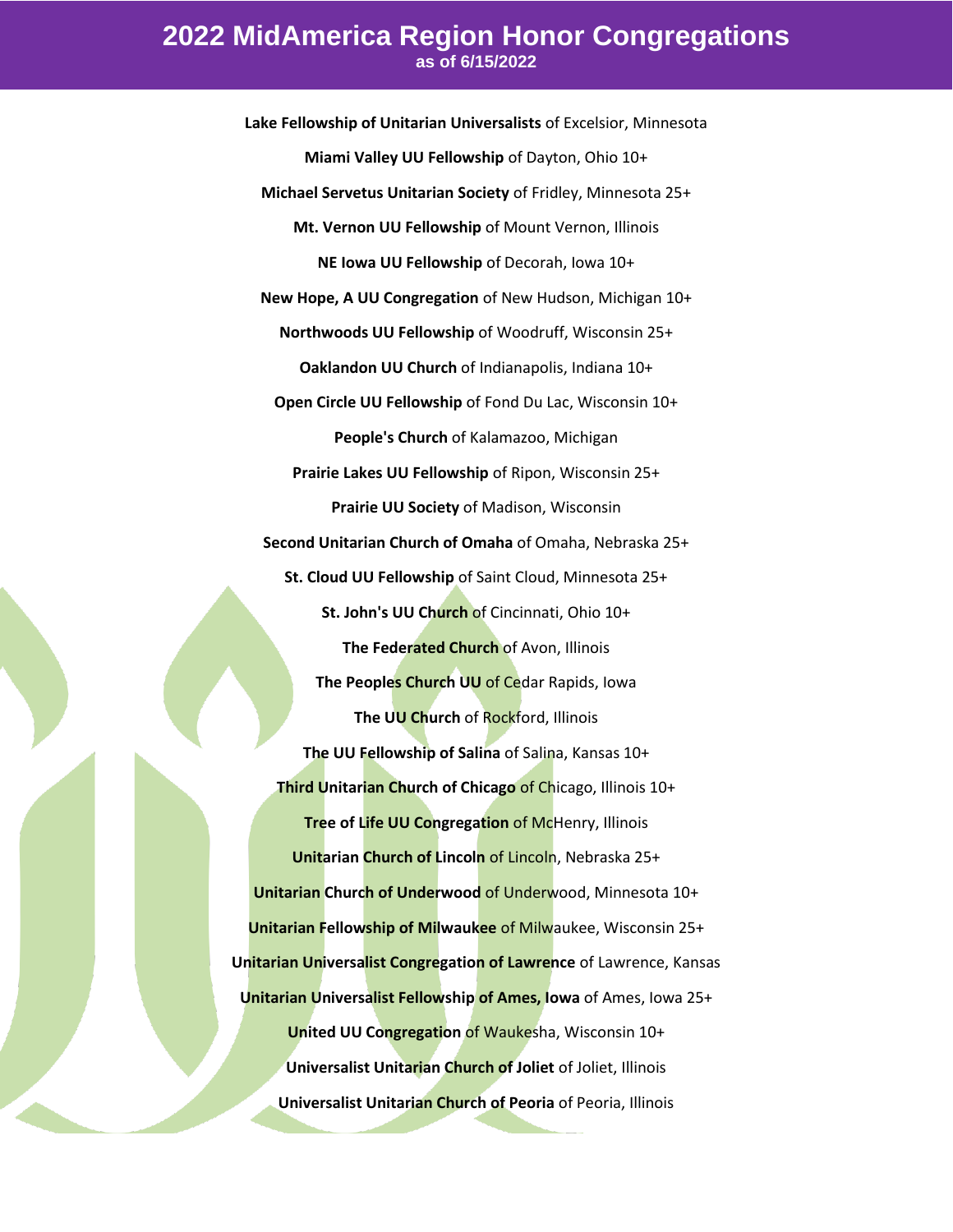# 2022 MidAmerica Region Honor Congregations

**as of 6/15/2022**

**Lake Fellowship of Unitarian Universalists** of Excelsior, Minnesota

**Miami Valley UU Fellowship** of Dayton, Ohio 10+

**Michael Servetus Unitarian Society** of Fridley, Minnesota 25+

**Mt. Vernon UU Fellowship** of Mount Vernon, Illinois

**NE Iowa UU Fellowship** of Decorah, Iowa 10+

**New Hope, A UU Congregation** of New Hudson, Michigan 10+

**Northwoods UU Fellowship** of Woodruff, Wisconsin 25+

**Oaklandon UU Church** of Indianapolis, Indiana 10+

**Open Circle UU Fellowship** of Fond Du Lac, Wisconsin 10+

**People's Church** of Kalamazoo, Michigan

**Prairie Lakes UU Fellowship** of Ripon, Wisconsin 25+

**Prairie UU Society** of Madison, Wisconsin

**Second Unitarian Church of Omaha** of Omaha, Nebraska 25+

**St. Cloud UU Fellowship** of Saint Cloud, Minnesota 25+

**St. John's UU Church** of Cincinnati, Ohio 10+

**The Federated Church** of Avon, Illinois

**The Peoples Church UU** of Cedar Rapids, Iowa

**The UU Church** of Rockford, Illinois

**The UU Fellowship of Salina** of Salina, Kansas 10+

**Third Unitarian Church of Chicago** of Chicago, Illinois 10+

**Tree of Life UU Congregation** of McHenry, Illinois

**Unitarian Church of Lincoln** of Lincoln, Nebraska 25+

**Unitarian Church of Underwood** of Underwood, Minnesota 10+

**Unitarian Fellowship of Milwaukee** of Milwaukee, Wisconsin 25+

**Unitarian Universalist Congregation of Lawrence** of Lawrence, Kansas

**Unitarian Universalist Fellowship of Ames, Iowa** of Ames, Iowa 25+

**United UU Congregation** of Waukesha, Wisconsin 10+

**Universalist Unitarian Church of Joliet** of Joliet, Illinois

**Universalist Unitarian Church of Peoria** of Peoria, Illinois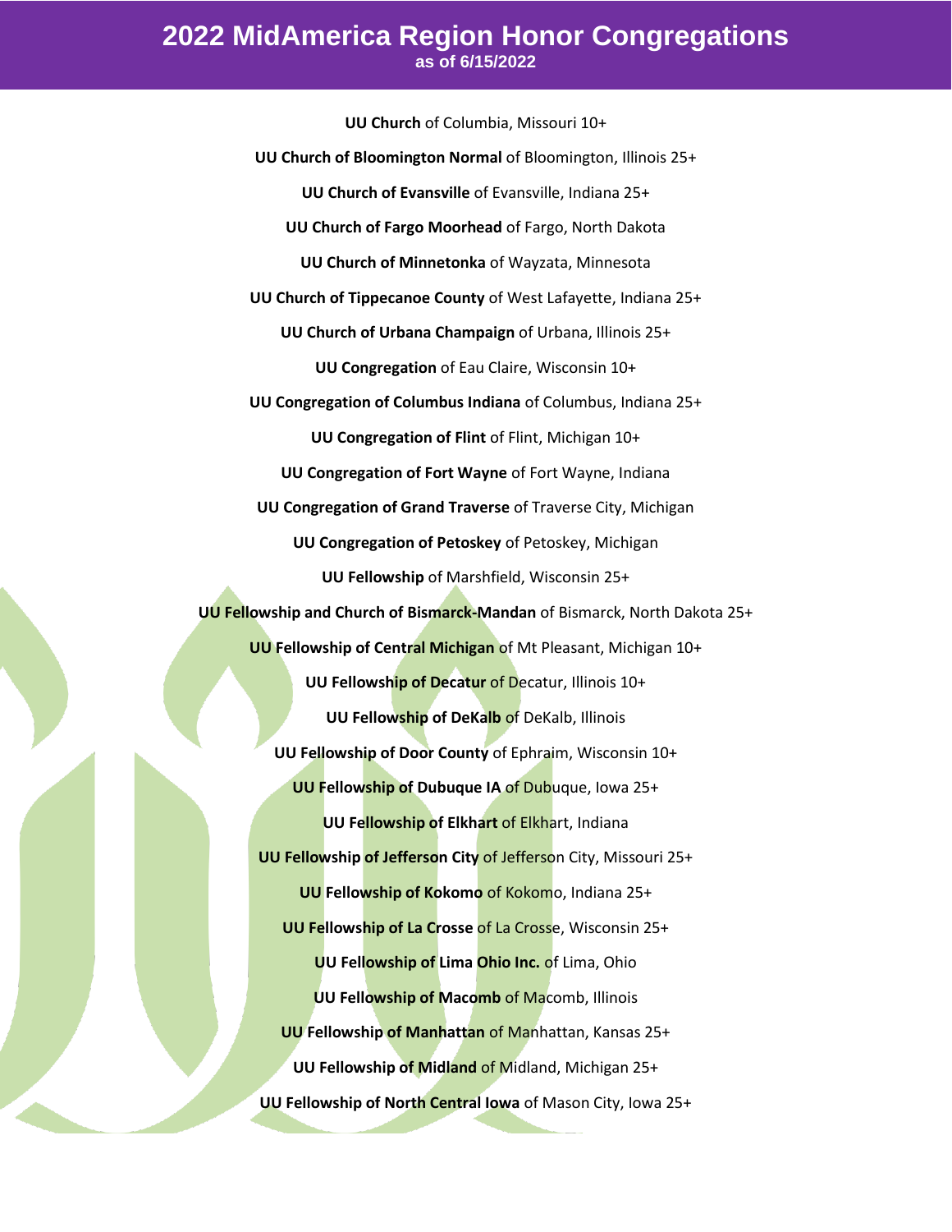# 2022 MidAmerica Region Honor Congregations

**as of 6/15/2022**

**UU Church** of Columbia, Missouri 10+

**UU Church of Bloomington Normal** of Bloomington, Illinois 25+

**UU Church of Evansville** of Evansville, Indiana 25+

**UU Church of Fargo Moorhead** of Fargo, North Dakota

**UU Church of Minnetonka** of Wayzata, Minnesota

**UU Church of Tippecanoe County** of West Lafayette, Indiana 25+

**UU Church of Urbana Champaign** of Urbana, Illinois 25+

**UU Congregation** of Eau Claire, Wisconsin 10+

**UU Congregation of Columbus Indiana** of Columbus, Indiana 25+

**UU Congregation of Flint** of Flint, Michigan 10+

**UU Congregation of Fort Wayne** of Fort Wayne, Indiana

**UU Congregation of Grand Traverse** of Traverse City, Michigan

**UU Congregation of Petoskey** of Petoskey, Michigan

**UU Fellowship** of Marshfield, Wisconsin 25+

**UU Fellowship and Church of Bismarck-Mandan** of Bismarck, North Dakota 25+

**UU Fellowship of Central Michigan** of Mt Pleasant, Michigan 10+

**UU Fellowship of Decatur** of Decatur, Illinois 10+

**UU Fellowship of DeKalb** of DeKalb, Illinois

**UU Fellowship of Door County** of Ephraim, Wisconsin 10+

**UU Fellowship of Dubuque IA** of Dubuque, Iowa 25+

**UU Fellowship of Elkhart** of Elkhart, Indiana

**UU Fellowship of Jefferson City** of Jefferson City, Missouri 25+

**UU Fellowship of Kokomo** of Kokomo, Indiana 25+

**UU Fellowship of La Crosse** of La Crosse, Wisconsin 25+

**UU Fellowship of Lima Ohio Inc.** of Lima, Ohio

**UU Fellowship of Macomb** of Macomb, Illinois

**UU Fellowship of Manhattan** of Manhattan, Kansas 25+

**UU Fellowship of Midland** of Midland, Michigan 25+

**UU Fellowship of North Central Iowa** of Mason City, Iowa 25+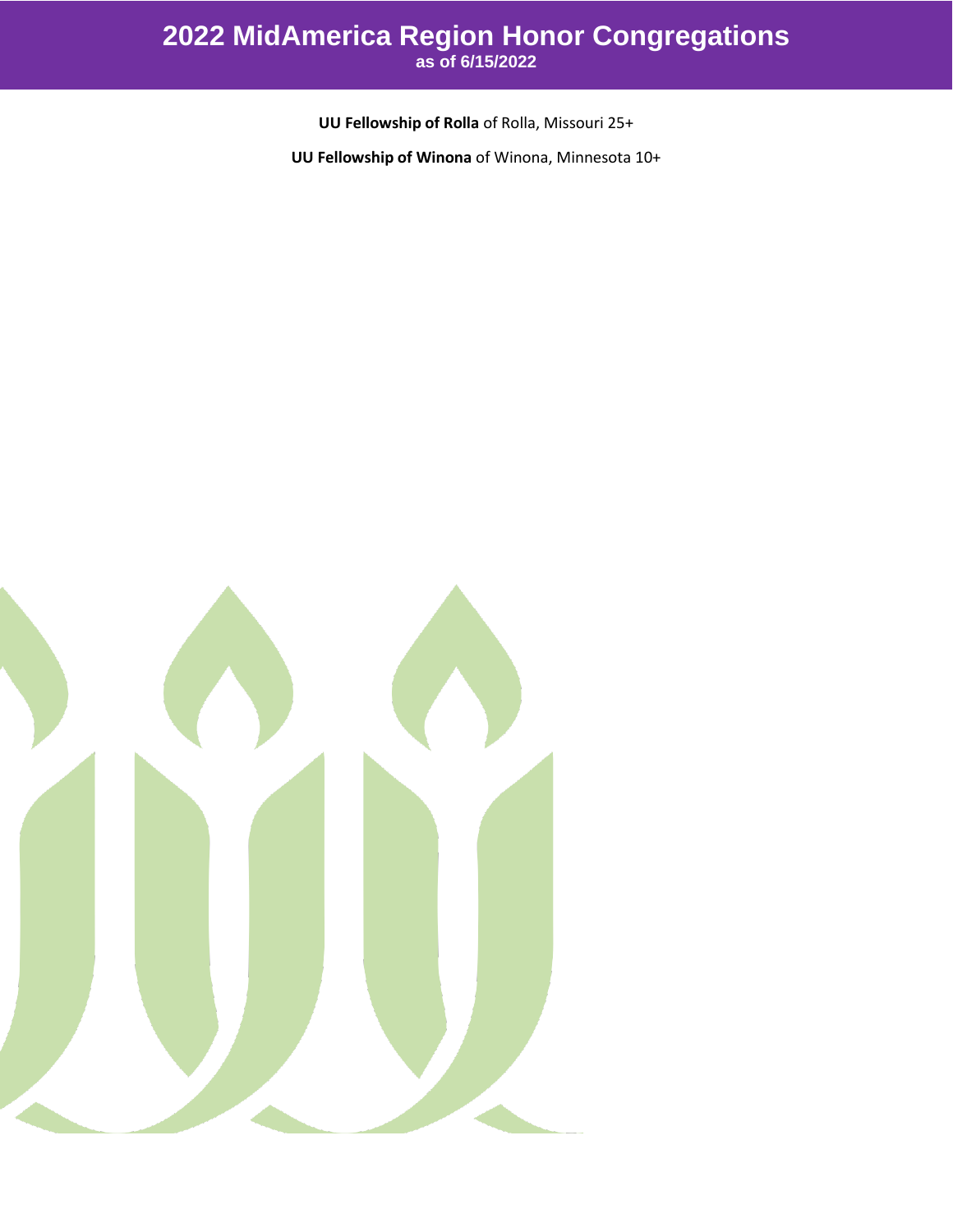# 2022 MidAmerica Region Honor Congregations

**as of 6/15/2022**

**UU Fellowship of Rolla** of Rolla, Missouri 25+

**UU Fellowship of Winona** of Winona, Minnesota 10+